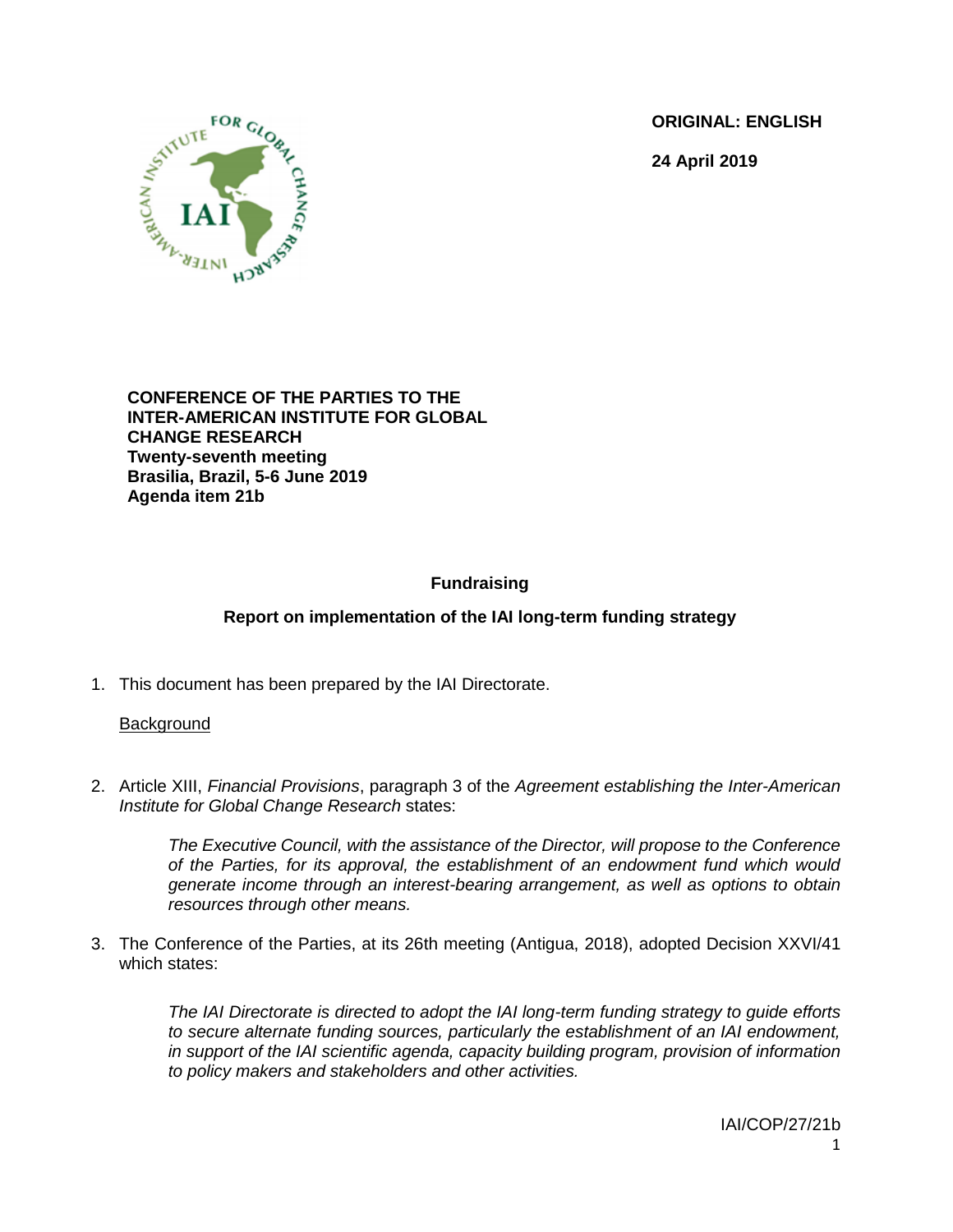**ORIGINAL: ENGLISH**

**24 April 2019**

**CONFERENCE OF THE PARTIES TO THE INTER-AMERICAN INSTITUTE FOR GLOBAL CHANGE RESEARCH**
**Twenty-seventh meeting**
**Brasilia, Brazil, 5-6 June 2019**
**Agenda item 21b**

## Fundraising

## Report on implementation of the IAI long-term funding strategy

1. This document has been prepared by the IAI Directorate.

<u>Background</u>

2. Article XIII, *Financial Provisions*, paragraph 3 of the *Agreement establishing the Inter-American Institute for Global Change Research* states:

   > *The Executive Council, with the assistance of the Director, will propose to the Conference of the Parties, for its approval, the establishment of an endowment fund which would generate income through an interest-bearing arrangement, as well as options to obtain resources through other means.*

3. The Conference of the Parties, at its 26th meeting (Antigua, 2018), adopted Decision XXVI/41 which states:

   > *The IAI Directorate is directed to adopt the IAI long-term funding strategy to guide efforts to secure alternate funding sources, particularly the establishment of an IAI endowment, in support of the IAI scientific agenda, capacity building program, provision of information to policy makers and stakeholders and other activities.*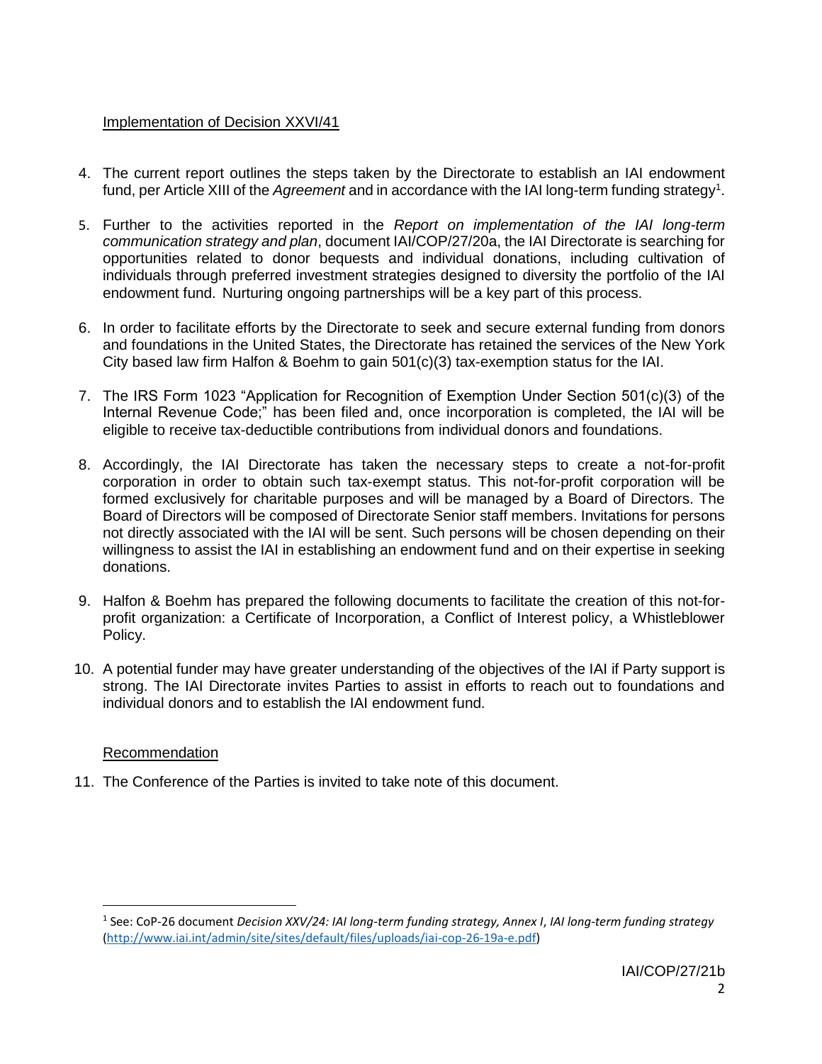Implementation of Decision XXVI/41

4. The current report outlines the steps taken by the Directorate to establish an IAI endowment fund, per Article XIII of the *Agreement* and in accordance with the IAI long-term funding strategy[1].

5. Further to the activities reported in the *Report on implementation of the IAI long-term communication strategy and plan*, document IAI/COP/27/20a, the IAI Directorate is searching for opportunities related to donor bequests and individual donations, including cultivation of individuals through preferred investment strategies designed to diversity the portfolio of the IAI endowment fund. Nurturing ongoing partnerships will be a key part of this process.

6. In order to facilitate efforts by the Directorate to seek and secure external funding from donors and foundations in the United States, the Directorate has retained the services of the New York City based law firm Halfon & Boehm to gain 501(c)(3) tax-exemption status for the IAI.

7. The IRS Form 1023 "Application for Recognition of Exemption Under Section 501(c)(3) of the Internal Revenue Code;" has been filed and, once incorporation is completed, the IAI will be eligible to receive tax-deductible contributions from individual donors and foundations.

8. Accordingly, the IAI Directorate has taken the necessary steps to create a not-for-profit corporation in order to obtain such tax-exempt status. This not-for-profit corporation will be formed exclusively for charitable purposes and will be managed by a Board of Directors. The Board of Directors will be composed of Directorate Senior staff members. Invitations for persons not directly associated with the IAI will be sent. Such persons will be chosen depending on their willingness to assist the IAI in establishing an endowment fund and on their expertise in seeking donations.

9. Halfon & Boehm has prepared the following documents to facilitate the creation of this not-for-profit organization: a Certificate of Incorporation, a Conflict of Interest policy, a Whistleblower Policy.

10. A potential funder may have greater understanding of the objectives of the IAI if Party support is strong. The IAI Directorate invites Parties to assist in efforts to reach out to foundations and individual donors and to establish the IAI endowment fund.

Recommendation

11. The Conference of the Parties is invited to take note of this document.

[1] See: CoP-26 document *Decision XXV/24: IAI long-term funding strategy, Annex I, IAI long-term funding strategy* (http://www.iai.int/admin/site/sites/default/files/uploads/iai-cop-26-19a-e.pdf)